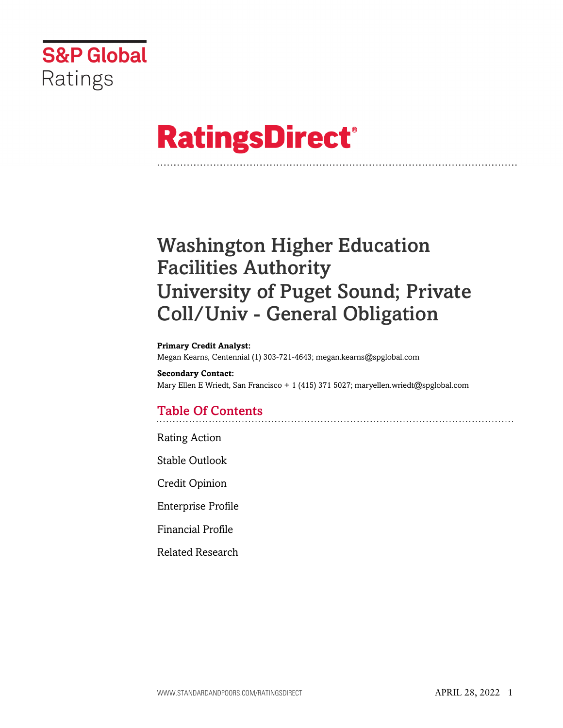S&P Global Ratings

# RatingsDirect®

# Washington Higher Education Facilities Authority University of Puget Sound; Private Coll/Univ - General Obligation

**Primary Credit Analyst:**
Megan Kearns, Centennial (1) 303-721-4643; megan.kearns@spglobal.com

**Secondary Contact:**
Mary Ellen E Wriedt, San Francisco + 1 (415) 371 5027; maryellen.wriedt@spglobal.com

## Table Of Contents

Rating Action

Stable Outlook

Credit Opinion

Enterprise Profile

Financial Profile

Related Research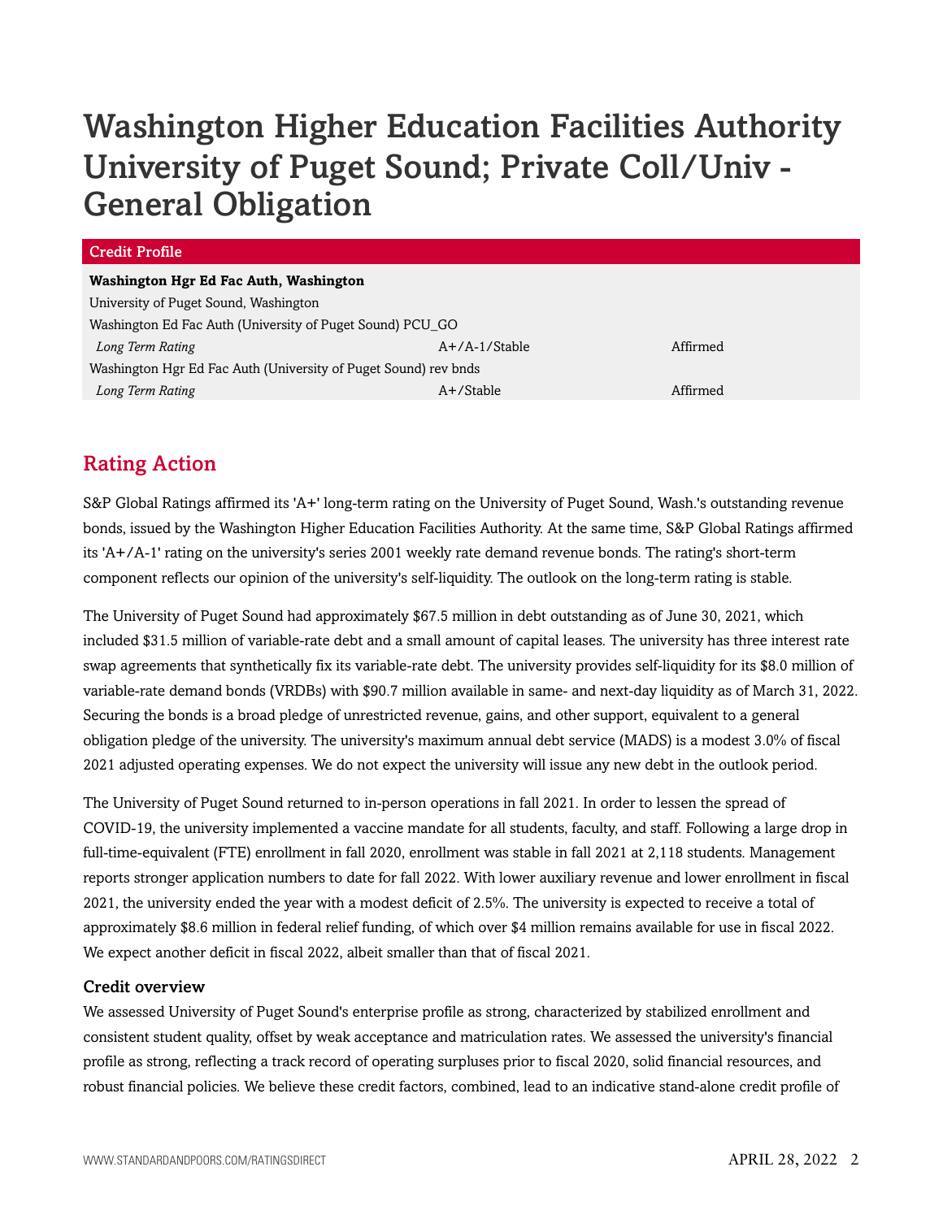# Washington Higher Education Facilities Authority University of Puget Sound; Private Coll/Univ - General Obligation

| Credit Profile | | |
|---|---|---|
| **Washington Hgr Ed Fac Auth, Washington** | | |
| University of Puget Sound, Washington | | |
| Washington Ed Fac Auth (University of Puget Sound) PCU_GO | | |
| *Long Term Rating* | A+/A-1/Stable | Affirmed |
| Washington Hgr Ed Fac Auth (University of Puget Sound) rev bnds | | |
| *Long Term Rating* | A+/Stable | Affirmed |

## Rating Action

S&P Global Ratings affirmed its 'A+' long-term rating on the University of Puget Sound, Wash.'s outstanding revenue bonds, issued by the Washington Higher Education Facilities Authority. At the same time, S&P Global Ratings affirmed its 'A+/A-1' rating on the university's series 2001 weekly rate demand revenue bonds. The rating's short-term component reflects our opinion of the university's self-liquidity. The outlook on the long-term rating is stable.

The University of Puget Sound had approximately $67.5 million in debt outstanding as of June 30, 2021, which included $31.5 million of variable-rate debt and a small amount of capital leases. The university has three interest rate swap agreements that synthetically fix its variable-rate debt. The university provides self-liquidity for its $8.0 million of variable-rate demand bonds (VRDBs) with $90.7 million available in same- and next-day liquidity as of March 31, 2022. Securing the bonds is a broad pledge of unrestricted revenue, gains, and other support, equivalent to a general obligation pledge of the university. The university's maximum annual debt service (MADS) is a modest 3.0% of fiscal 2021 adjusted operating expenses. We do not expect the university will issue any new debt in the outlook period.

The University of Puget Sound returned to in-person operations in fall 2021. In order to lessen the spread of COVID-19, the university implemented a vaccine mandate for all students, faculty, and staff. Following a large drop in full-time-equivalent (FTE) enrollment in fall 2020, enrollment was stable in fall 2021 at 2,118 students. Management reports stronger application numbers to date for fall 2022. With lower auxiliary revenue and lower enrollment in fiscal 2021, the university ended the year with a modest deficit of 2.5%. The university is expected to receive a total of approximately $8.6 million in federal relief funding, of which over $4 million remains available for use in fiscal 2022. We expect another deficit in fiscal 2022, albeit smaller than that of fiscal 2021.

### Credit overview

We assessed University of Puget Sound's enterprise profile as strong, characterized by stabilized enrollment and consistent student quality, offset by weak acceptance and matriculation rates. We assessed the university's financial profile as strong, reflecting a track record of operating surpluses prior to fiscal 2020, solid financial resources, and robust financial policies. We believe these credit factors, combined, lead to an indicative stand-alone credit profile of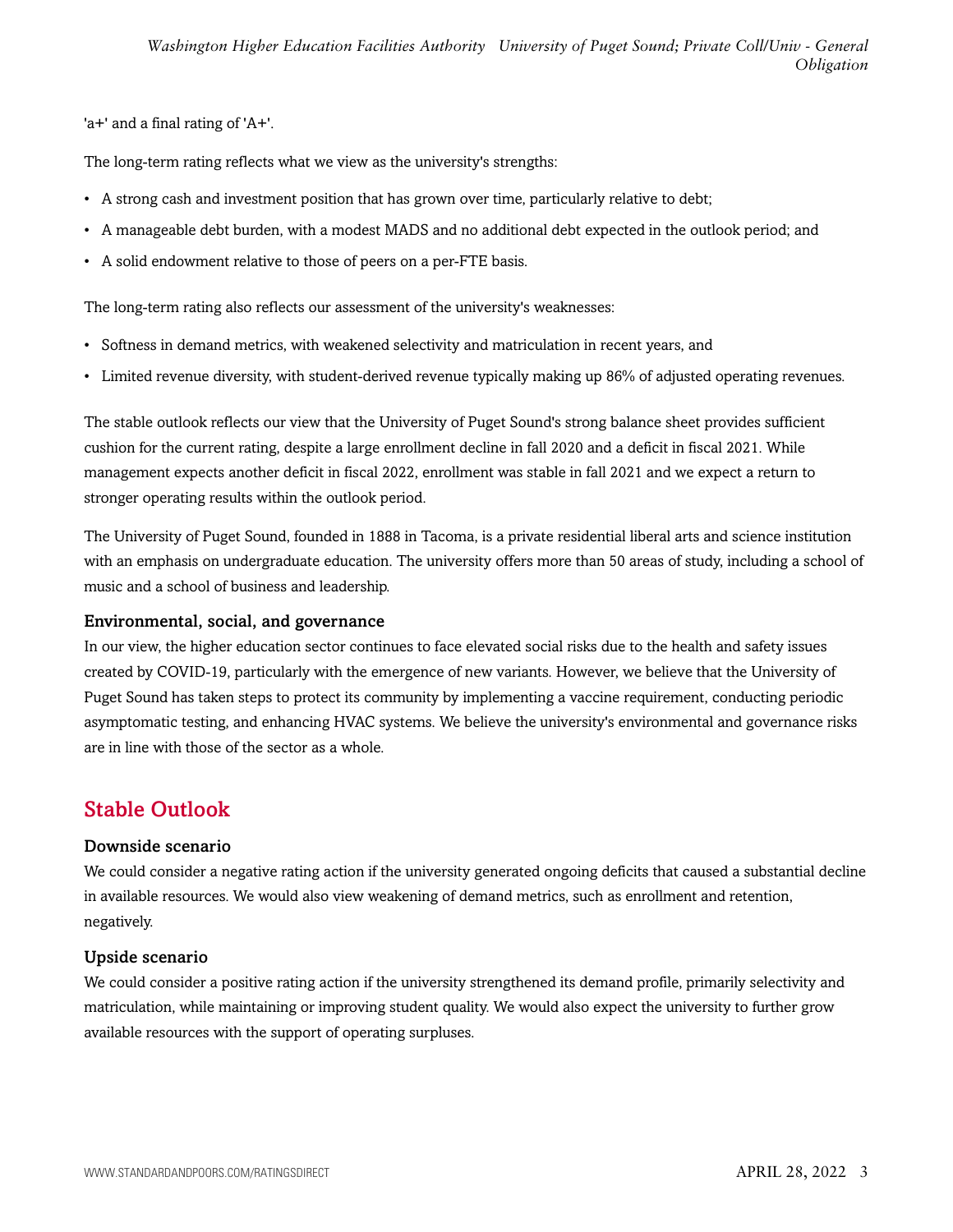'a+' and a final rating of 'A+'.

The long-term rating reflects what we view as the university's strengths:

- A strong cash and investment position that has grown over time, particularly relative to debt;
- A manageable debt burden, with a modest MADS and no additional debt expected in the outlook period; and
- A solid endowment relative to those of peers on a per-FTE basis.

The long-term rating also reflects our assessment of the university's weaknesses:

- Softness in demand metrics, with weakened selectivity and matriculation in recent years, and
- Limited revenue diversity, with student-derived revenue typically making up 86% of adjusted operating revenues.

The stable outlook reflects our view that the University of Puget Sound's strong balance sheet provides sufficient cushion for the current rating, despite a large enrollment decline in fall 2020 and a deficit in fiscal 2021. While management expects another deficit in fiscal 2022, enrollment was stable in fall 2021 and we expect a return to stronger operating results within the outlook period.

The University of Puget Sound, founded in 1888 in Tacoma, is a private residential liberal arts and science institution with an emphasis on undergraduate education. The university offers more than 50 areas of study, including a school of music and a school of business and leadership.

### Environmental, social, and governance

In our view, the higher education sector continues to face elevated social risks due to the health and safety issues created by COVID-19, particularly with the emergence of new variants. However, we believe that the University of Puget Sound has taken steps to protect its community by implementing a vaccine requirement, conducting periodic asymptomatic testing, and enhancing HVAC systems. We believe the university's environmental and governance risks are in line with those of the sector as a whole.

## Stable Outlook

### Downside scenario

We could consider a negative rating action if the university generated ongoing deficits that caused a substantial decline in available resources. We would also view weakening of demand metrics, such as enrollment and retention, negatively.

### Upside scenario

We could consider a positive rating action if the university strengthened its demand profile, primarily selectivity and matriculation, while maintaining or improving student quality. We would also expect the university to further grow available resources with the support of operating surpluses.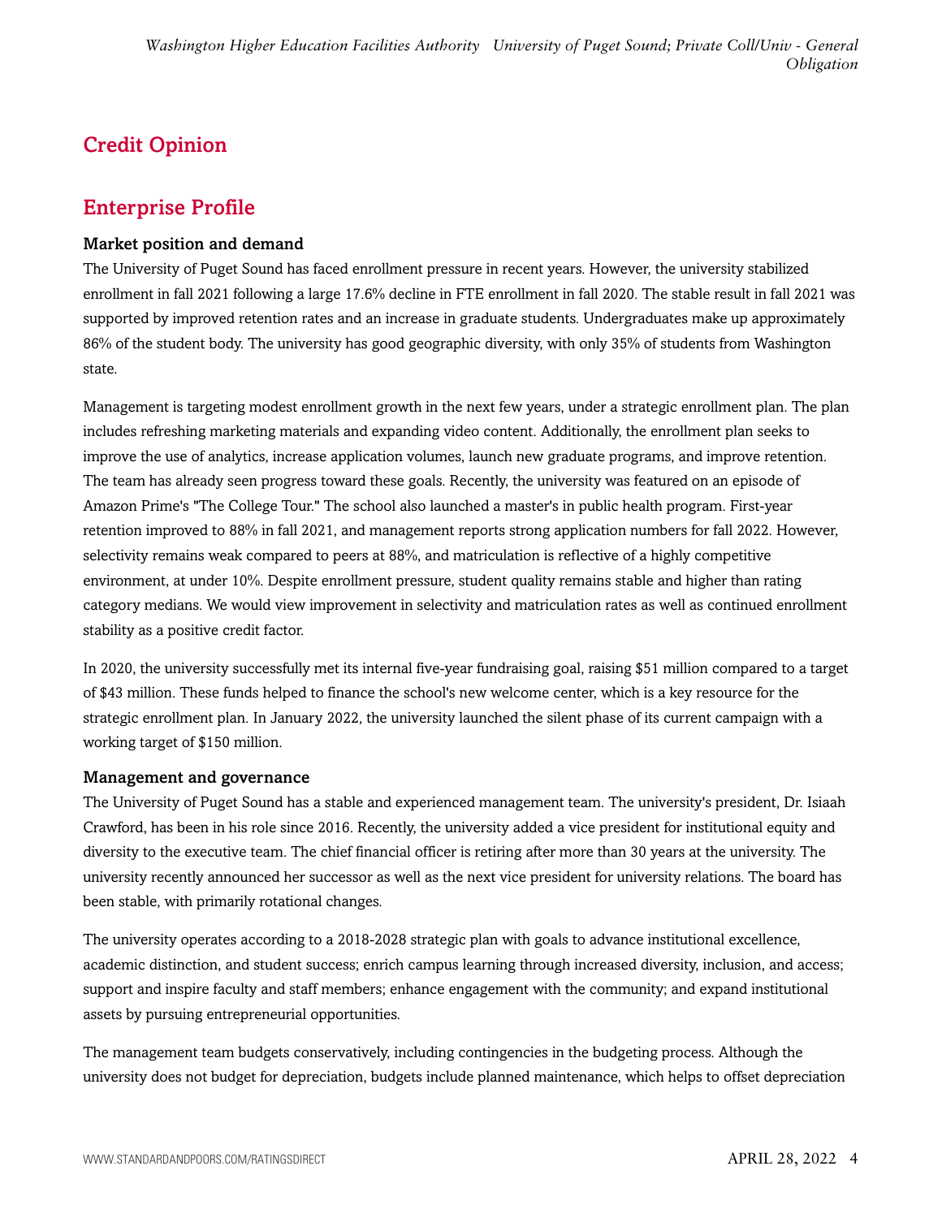## Credit Opinion

## Enterprise Profile

### Market position and demand

The University of Puget Sound has faced enrollment pressure in recent years. However, the university stabilized enrollment in fall 2021 following a large 17.6% decline in FTE enrollment in fall 2020. The stable result in fall 2021 was supported by improved retention rates and an increase in graduate students. Undergraduates make up approximately 86% of the student body. The university has good geographic diversity, with only 35% of students from Washington state.

Management is targeting modest enrollment growth in the next few years, under a strategic enrollment plan. The plan includes refreshing marketing materials and expanding video content. Additionally, the enrollment plan seeks to improve the use of analytics, increase application volumes, launch new graduate programs, and improve retention. The team has already seen progress toward these goals. Recently, the university was featured on an episode of Amazon Prime's "The College Tour." The school also launched a master's in public health program. First-year retention improved to 88% in fall 2021, and management reports strong application numbers for fall 2022. However, selectivity remains weak compared to peers at 88%, and matriculation is reflective of a highly competitive environment, at under 10%. Despite enrollment pressure, student quality remains stable and higher than rating category medians. We would view improvement in selectivity and matriculation rates as well as continued enrollment stability as a positive credit factor.

In 2020, the university successfully met its internal five-year fundraising goal, raising $51 million compared to a target of $43 million. These funds helped to finance the school's new welcome center, which is a key resource for the strategic enrollment plan. In January 2022, the university launched the silent phase of its current campaign with a working target of $150 million.

### Management and governance

The University of Puget Sound has a stable and experienced management team. The university's president, Dr. Isiaah Crawford, has been in his role since 2016. Recently, the university added a vice president for institutional equity and diversity to the executive team. The chief financial officer is retiring after more than 30 years at the university. The university recently announced her successor as well as the next vice president for university relations. The board has been stable, with primarily rotational changes.

The university operates according to a 2018-2028 strategic plan with goals to advance institutional excellence, academic distinction, and student success; enrich campus learning through increased diversity, inclusion, and access; support and inspire faculty and staff members; enhance engagement with the community; and expand institutional assets by pursuing entrepreneurial opportunities.

The management team budgets conservatively, including contingencies in the budgeting process. Although the university does not budget for depreciation, budgets include planned maintenance, which helps to offset depreciation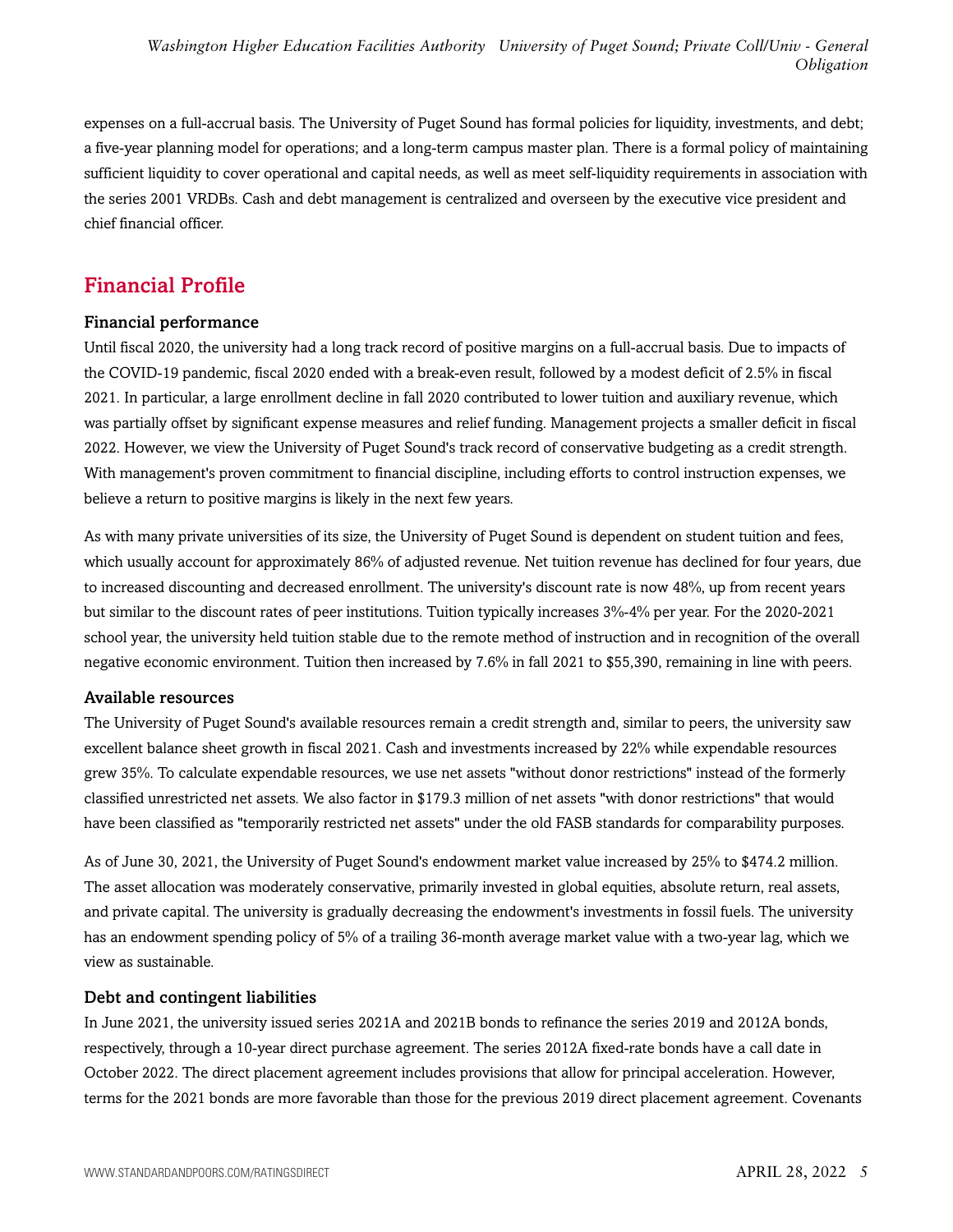expenses on a full-accrual basis. The University of Puget Sound has formal policies for liquidity, investments, and debt; a five-year planning model for operations; and a long-term campus master plan. There is a formal policy of maintaining sufficient liquidity to cover operational and capital needs, as well as meet self-liquidity requirements in association with the series 2001 VRDBs. Cash and debt management is centralized and overseen by the executive vice president and chief financial officer.

## Financial Profile

### Financial performance

Until fiscal 2020, the university had a long track record of positive margins on a full-accrual basis. Due to impacts of the COVID-19 pandemic, fiscal 2020 ended with a break-even result, followed by a modest deficit of 2.5% in fiscal 2021. In particular, a large enrollment decline in fall 2020 contributed to lower tuition and auxiliary revenue, which was partially offset by significant expense measures and relief funding. Management projects a smaller deficit in fiscal 2022. However, we view the University of Puget Sound's track record of conservative budgeting as a credit strength. With management's proven commitment to financial discipline, including efforts to control instruction expenses, we believe a return to positive margins is likely in the next few years.

As with many private universities of its size, the University of Puget Sound is dependent on student tuition and fees, which usually account for approximately 86% of adjusted revenue. Net tuition revenue has declined for four years, due to increased discounting and decreased enrollment. The university's discount rate is now 48%, up from recent years but similar to the discount rates of peer institutions. Tuition typically increases 3%-4% per year. For the 2020-2021 school year, the university held tuition stable due to the remote method of instruction and in recognition of the overall negative economic environment. Tuition then increased by 7.6% in fall 2021 to $55,390, remaining in line with peers.

### Available resources

The University of Puget Sound's available resources remain a credit strength and, similar to peers, the university saw excellent balance sheet growth in fiscal 2021. Cash and investments increased by 22% while expendable resources grew 35%. To calculate expendable resources, we use net assets "without donor restrictions" instead of the formerly classified unrestricted net assets. We also factor in $179.3 million of net assets "with donor restrictions" that would have been classified as "temporarily restricted net assets" under the old FASB standards for comparability purposes.

As of June 30, 2021, the University of Puget Sound's endowment market value increased by 25% to $474.2 million. The asset allocation was moderately conservative, primarily invested in global equities, absolute return, real assets, and private capital. The university is gradually decreasing the endowment's investments in fossil fuels. The university has an endowment spending policy of 5% of a trailing 36-month average market value with a two-year lag, which we view as sustainable.

### Debt and contingent liabilities

In June 2021, the university issued series 2021A and 2021B bonds to refinance the series 2019 and 2012A bonds, respectively, through a 10-year direct purchase agreement. The series 2012A fixed-rate bonds have a call date in October 2022. The direct placement agreement includes provisions that allow for principal acceleration. However, terms for the 2021 bonds are more favorable than those for the previous 2019 direct placement agreement. Covenants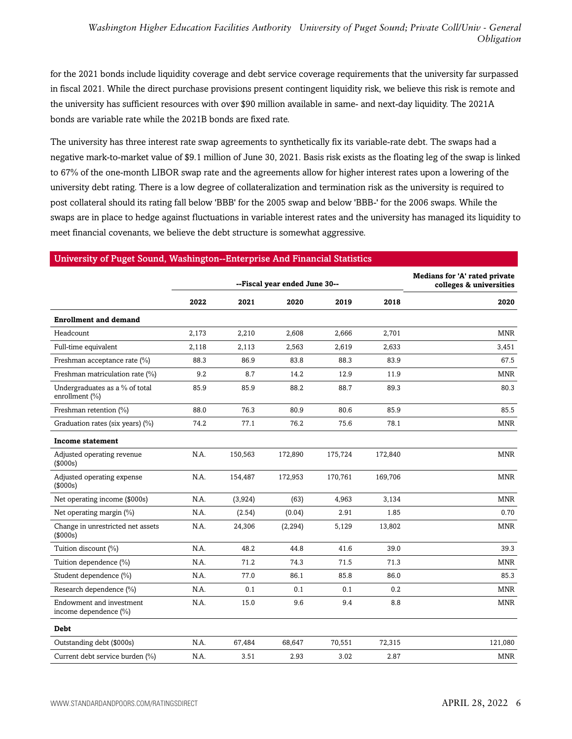for the 2021 bonds include liquidity coverage and debt service coverage requirements that the university far surpassed in fiscal 2021. While the direct purchase provisions present contingent liquidity risk, we believe this risk is remote and the university has sufficient resources with over $90 million available in same- and next-day liquidity. The 2021A bonds are variable rate while the 2021B bonds are fixed rate.

The university has three interest rate swap agreements to synthetically fix its variable-rate debt. The swaps had a negative mark-to-market value of $9.1 million of June 30, 2021. Basis risk exists as the floating leg of the swap is linked to 67% of the one-month LIBOR swap rate and the agreements allow for higher interest rates upon a lowering of the university debt rating. There is a low degree of collateralization and termination risk as the university is required to post collateral should its rating fall below 'BBB' for the 2005 swap and below 'BBB-' for the 2006 swaps. While the swaps are in place to hedge against fluctuations in variable interest rates and the university has managed its liquidity to meet financial covenants, we believe the debt structure is somewhat aggressive.

## University of Puget Sound, Washington--Enterprise And Financial Statistics

| | --Fiscal year ended June 30-- | | | | | Medians for 'A' rated private colleges & universities |
|---|---|---|---|---|---|---|
| | 2022 | 2021 | 2020 | 2019 | 2018 | 2020 |
| **Enrollment and demand** | | | | | | |
| Headcount | 2,173 | 2,210 | 2,608 | 2,666 | 2,701 | MNR |
| Full-time equivalent | 2,118 | 2,113 | 2,563 | 2,619 | 2,633 | 3,451 |
| Freshman acceptance rate (%) | 88.3 | 86.9 | 83.8 | 88.3 | 83.9 | 67.5 |
| Freshman matriculation rate (%) | 9.2 | 8.7 | 14.2 | 12.9 | 11.9 | MNR |
| Undergraduates as a % of total enrollment (%) | 85.9 | 85.9 | 88.2 | 88.7 | 89.3 | 80.3 |
| Freshman retention (%) | 88.0 | 76.3 | 80.9 | 80.6 | 85.9 | 85.5 |
| Graduation rates (six years) (%) | 74.2 | 77.1 | 76.2 | 75.6 | 78.1 | MNR |
| **Income statement** | | | | | | |
| Adjusted operating revenue ($000s) | N.A. | 150,563 | 172,890 | 175,724 | 172,840 | MNR |
| Adjusted operating expense ($000s) | N.A. | 154,487 | 172,953 | 170,761 | 169,706 | MNR |
| Net operating income ($000s) | N.A. | (3,924) | (63) | 4,963 | 3,134 | MNR |
| Net operating margin (%) | N.A. | (2.54) | (0.04) | 2.91 | 1.85 | 0.70 |
| Change in unrestricted net assets ($000s) | N.A. | 24,306 | (2,294) | 5,129 | 13,802 | MNR |
| Tuition discount (%) | N.A. | 48.2 | 44.8 | 41.6 | 39.0 | 39.3 |
| Tuition dependence (%) | N.A. | 71.2 | 74.3 | 71.5 | 71.3 | MNR |
| Student dependence (%) | N.A. | 77.0 | 86.1 | 85.8 | 86.0 | 85.3 |
| Research dependence (%) | N.A. | 0.1 | 0.1 | 0.1 | 0.2 | MNR |
| Endowment and investment income dependence (%) | N.A. | 15.0 | 9.6 | 9.4 | 8.8 | MNR |
| **Debt** | | | | | | |
| Outstanding debt ($000s) | N.A. | 67,484 | 68,647 | 70,551 | 72,315 | 121,080 |
| Current debt service burden (%) | N.A. | 3.51 | 2.93 | 3.02 | 2.87 | MNR |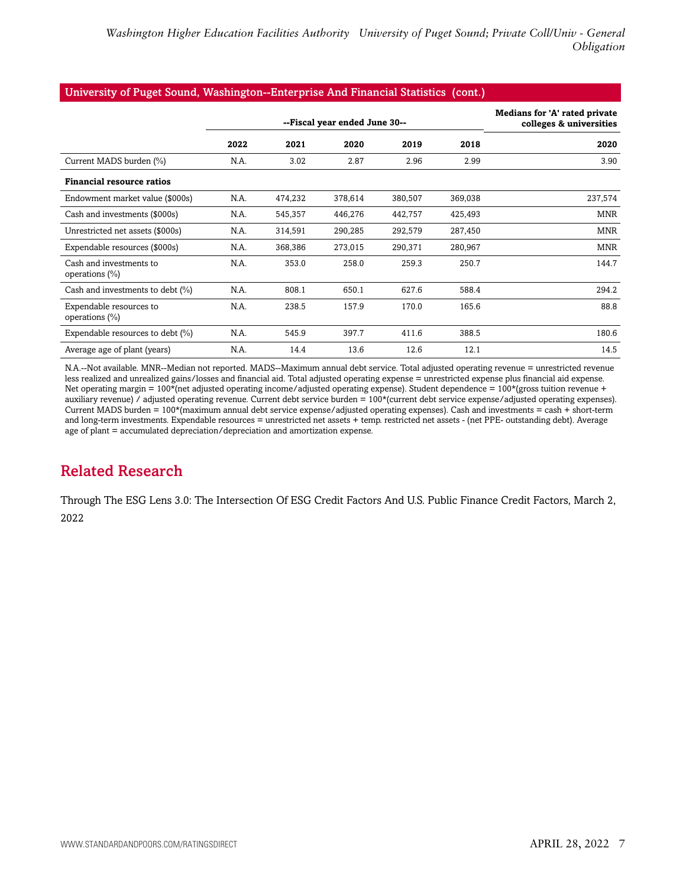**University of Puget Sound, Washington--Enterprise And Financial Statistics (cont.)**

| | --Fiscal year ended June 30-- | | | | | Medians for 'A' rated private colleges & universities |
|---|---|---|---|---|---|---|
| | 2022 | 2021 | 2020 | 2019 | 2018 | 2020 |
| Current MADS burden (%) | N.A. | 3.02 | 2.87 | 2.96 | 2.99 | 3.90 |
| **Financial resource ratios** | | | | | | |
| Endowment market value ($000s) | N.A. | 474,232 | 378,614 | 380,507 | 369,038 | 237,574 |
| Cash and investments ($000s) | N.A. | 545,357 | 446,276 | 442,757 | 425,493 | MNR |
| Unrestricted net assets ($000s) | N.A. | 314,591 | 290,285 | 292,579 | 287,450 | MNR |
| Expendable resources ($000s) | N.A. | 368,386 | 273,015 | 290,371 | 280,967 | MNR |
| Cash and investments to operations (%) | N.A. | 353.0 | 258.0 | 259.3 | 250.7 | 144.7 |
| Cash and investments to debt (%) | N.A. | 808.1 | 650.1 | 627.6 | 588.4 | 294.2 |
| Expendable resources to operations (%) | N.A. | 238.5 | 157.9 | 170.0 | 165.6 | 88.8 |
| Expendable resources to debt (%) | N.A. | 545.9 | 397.7 | 411.6 | 388.5 | 180.6 |
| Average age of plant (years) | N.A. | 14.4 | 13.6 | 12.6 | 12.1 | 14.5 |

N.A.--Not available. MNR--Median not reported. MADS--Maximum annual debt service. Total adjusted operating revenue = unrestricted revenue less realized and unrealized gains/losses and financial aid. Total adjusted operating expense = unrestricted expense plus financial aid expense. Net operating margin = 100*(net adjusted operating income/adjusted operating expense). Student dependence = 100*(gross tuition revenue + auxiliary revenue) / adjusted operating revenue. Current debt service burden = 100*(current debt service expense/adjusted operating expenses). Current MADS burden = 100*(maximum annual debt service expense/adjusted operating expenses). Cash and investments = cash + short-term and long-term investments. Expendable resources = unrestricted net assets + temp. restricted net assets - (net PPE- outstanding debt). Average age of plant = accumulated depreciation/depreciation and amortization expense.

## Related Research

Through The ESG Lens 3.0: The Intersection Of ESG Credit Factors And U.S. Public Finance Credit Factors, March 2, 2022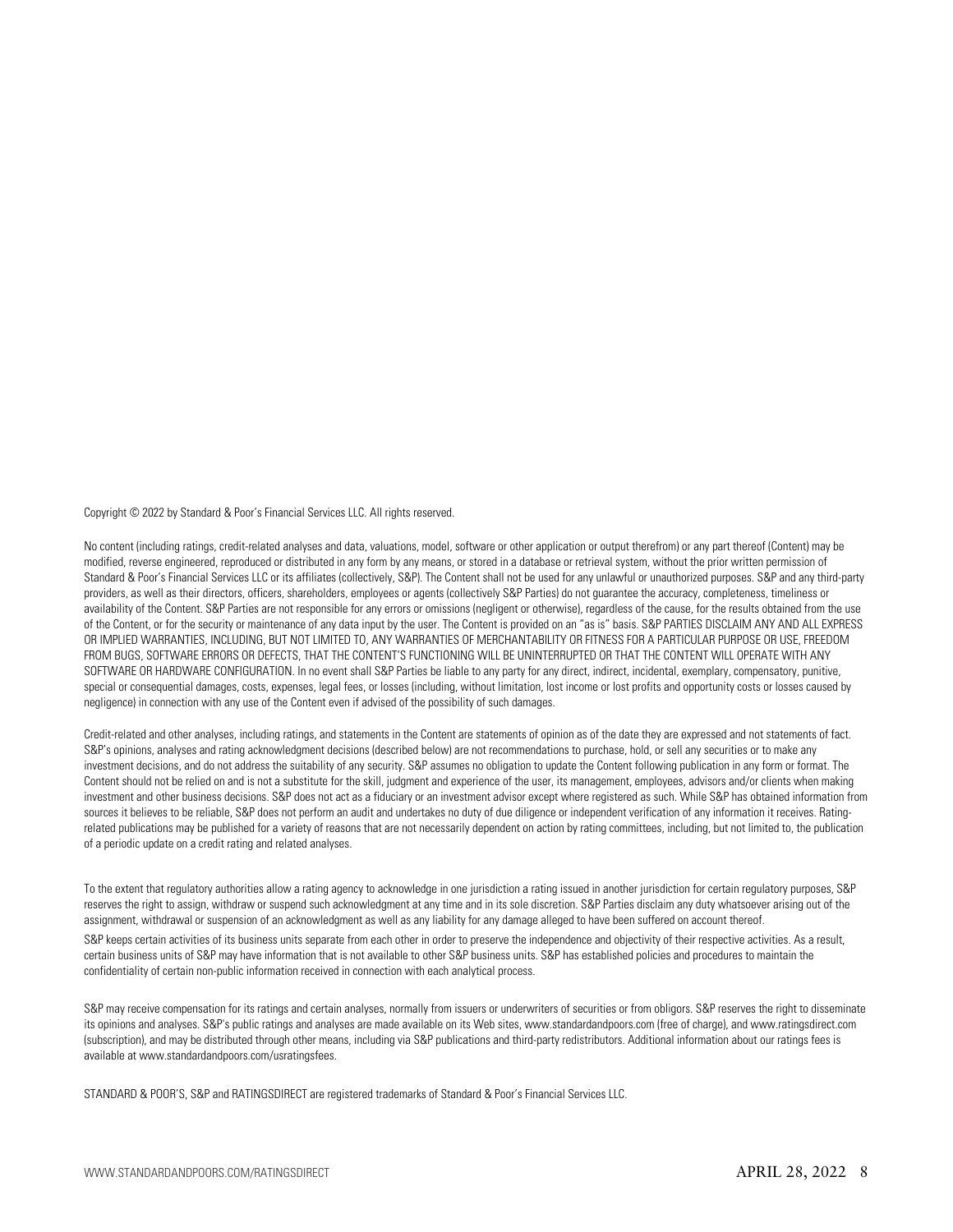Copyright © 2022 by Standard & Poor's Financial Services LLC. All rights reserved.

No content (including ratings, credit-related analyses and data, valuations, model, software or other application or output therefrom) or any part thereof (Content) may be modified, reverse engineered, reproduced or distributed in any form by any means, or stored in a database or retrieval system, without the prior written permission of Standard & Poor's Financial Services LLC or its affiliates (collectively, S&P). The Content shall not be used for any unlawful or unauthorized purposes. S&P and any third-party providers, as well as their directors, officers, shareholders, employees or agents (collectively S&P Parties) do not guarantee the accuracy, completeness, timeliness or availability of the Content. S&P Parties are not responsible for any errors or omissions (negligent or otherwise), regardless of the cause, for the results obtained from the use of the Content, or for the security or maintenance of any data input by the user. The Content is provided on an "as is" basis. S&P PARTIES DISCLAIM ANY AND ALL EXPRESS OR IMPLIED WARRANTIES, INCLUDING, BUT NOT LIMITED TO, ANY WARRANTIES OF MERCHANTABILITY OR FITNESS FOR A PARTICULAR PURPOSE OR USE, FREEDOM FROM BUGS, SOFTWARE ERRORS OR DEFECTS, THAT THE CONTENT'S FUNCTIONING WILL BE UNINTERRUPTED OR THAT THE CONTENT WILL OPERATE WITH ANY SOFTWARE OR HARDWARE CONFIGURATION. In no event shall S&P Parties be liable to any party for any direct, indirect, incidental, exemplary, compensatory, punitive, special or consequential damages, costs, expenses, legal fees, or losses (including, without limitation, lost income or lost profits and opportunity costs or losses caused by negligence) in connection with any use of the Content even if advised of the possibility of such damages.

Credit-related and other analyses, including ratings, and statements in the Content are statements of opinion as of the date they are expressed and not statements of fact. S&P's opinions, analyses and rating acknowledgment decisions (described below) are not recommendations to purchase, hold, or sell any securities or to make any investment decisions, and do not address the suitability of any security. S&P assumes no obligation to update the Content following publication in any form or format. The Content should not be relied on and is not a substitute for the skill, judgment and experience of the user, its management, employees, advisors and/or clients when making investment and other business decisions. S&P does not act as a fiduciary or an investment advisor except where registered as such. While S&P has obtained information from sources it believes to be reliable, S&P does not perform an audit and undertakes no duty of due diligence or independent verification of any information it receives. Rating-related publications may be published for a variety of reasons that are not necessarily dependent on action by rating committees, including, but not limited to, the publication of a periodic update on a credit rating and related analyses.

To the extent that regulatory authorities allow a rating agency to acknowledge in one jurisdiction a rating issued in another jurisdiction for certain regulatory purposes, S&P reserves the right to assign, withdraw or suspend such acknowledgment at any time and in its sole discretion. S&P Parties disclaim any duty whatsoever arising out of the assignment, withdrawal or suspension of an acknowledgment as well as any liability for any damage alleged to have been suffered on account thereof.

S&P keeps certain activities of its business units separate from each other in order to preserve the independence and objectivity of their respective activities. As a result, certain business units of S&P may have information that is not available to other S&P business units. S&P has established policies and procedures to maintain the confidentiality of certain non-public information received in connection with each analytical process.

S&P may receive compensation for its ratings and certain analyses, normally from issuers or underwriters of securities or from obligors. S&P reserves the right to disseminate its opinions and analyses. S&P's public ratings and analyses are made available on its Web sites, www.standardandpoors.com (free of charge), and www.ratingsdirect.com (subscription), and may be distributed through other means, including via S&P publications and third-party redistributors. Additional information about our ratings fees is available at www.standardandpoors.com/usratingsfees.

STANDARD & POOR'S, S&P and RATINGSDIRECT are registered trademarks of Standard & Poor's Financial Services LLC.